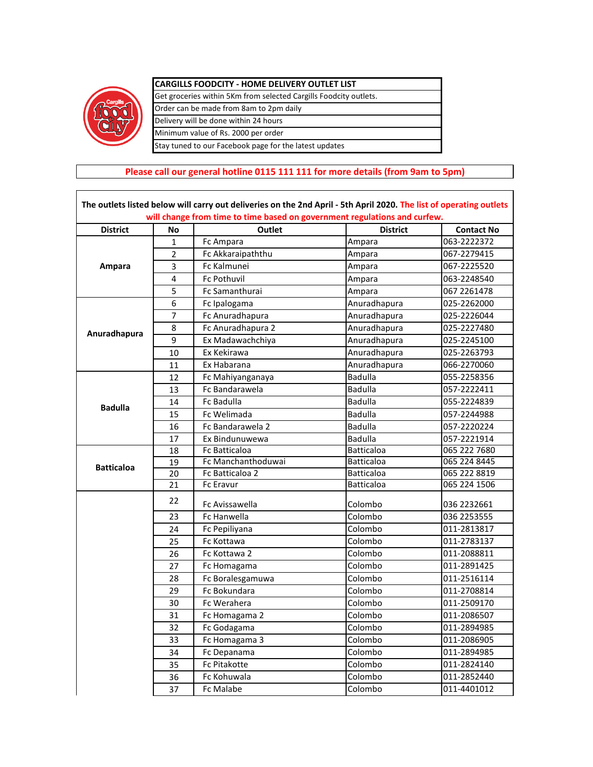| CARGILLS FOODCITY - HOME DELIVERY OUTLET LIST |
|---|
| Get groceries within 5Km from selected Cargills Foodcity outlets. |
| Order can be made from 8am to 2pm daily |
| Delivery will be done within 24 hours |
| Minimum value of Rs. 2000 per order |
| Stay tuned to our Facebook page for the latest updates |

**Please call our general hotline 0115 111 111 for more details (from 9am to 5pm)**

**The outlets listed below will carry out deliveries on the 2nd April - 5th April 2020. The list of operating outlets will change from time to time based on government regulations and curfew.**

| District | No | Outlet | District | Contact No |
|---|---|---|---|---|
| Ampara | 1 | Fc Ampara | Ampara | 063-2222372 |
| | 2 | Fc Akkaraipaththu | Ampara | 067-2279415 |
| | 3 | Fc Kalmunei | Ampara | 067-2225520 |
| | 4 | Fc Pothuvil | Ampara | 063-2248540 |
| | 5 | Fc Samanthurai | Ampara | 067 2261478 |
| Anuradhapura | 6 | Fc Ipalogama | Anuradhapura | 025-2262000 |
| | 7 | Fc Anuradhapura | Anuradhapura | 025-2226044 |
| | 8 | Fc Anuradhapura 2 | Anuradhapura | 025-2227480 |
| | 9 | Ex Madawachchiya | Anuradhapura | 025-2245100 |
| | 10 | Ex Kekirawa | Anuradhapura | 025-2263793 |
| | 11 | Ex Habarana | Anuradhapura | 066-2270060 |
| Badulla | 12 | Fc Mahiyanganaya | Badulla | 055-2258356 |
| | 13 | Fc Bandarawela | Badulla | 057-2222411 |
| | 14 | Fc Badulla | Badulla | 055-2224839 |
| | 15 | Fc Welimada | Badulla | 057-2244988 |
| | 16 | Fc Bandarawela 2 | Badulla | 057-2220224 |
| | 17 | Ex Bindunuwewa | Badulla | 057-2221914 |
| Batticaloa | 18 | Fc Batticaloa | Batticaloa | 065 222 7680 |
| | 19 | Fc Manchanthoduwai | Batticaloa | 065 224 8445 |
| | 20 | Fc Batticaloa 2 | Batticaloa | 065 222 8819 |
| | 21 | Fc Eravur | Batticaloa | 065 224 1506 |
| | 22 | Fc Avissawella | Colombo | 036 2232661 |
| | 23 | Fc Hanwella | Colombo | 036 2253555 |
| | 24 | Fc Pepiliyana | Colombo | 011-2813817 |
| | 25 | Fc Kottawa | Colombo | 011-2783137 |
| | 26 | Fc Kottawa 2 | Colombo | 011-2088811 |
| | 27 | Fc Homagama | Colombo | 011-2891425 |
| | 28 | Fc Boralesgamuwa | Colombo | 011-2516114 |
| | 29 | Fc Bokundara | Colombo | 011-2708814 |
| | 30 | Fc Werahera | Colombo | 011-2509170 |
| | 31 | Fc Homagama 2 | Colombo | 011-2086507 |
| | 32 | Fc Godagama | Colombo | 011-2894985 |
| | 33 | Fc Homagama 3 | Colombo | 011-2086905 |
| | 34 | Fc Depanama | Colombo | 011-2894985 |
| | 35 | Fc Pitakotte | Colombo | 011-2824140 |
| | 36 | Fc Kohuwala | Colombo | 011-2852440 |
| | 37 | Fc Malabe | Colombo | 011-4401012 |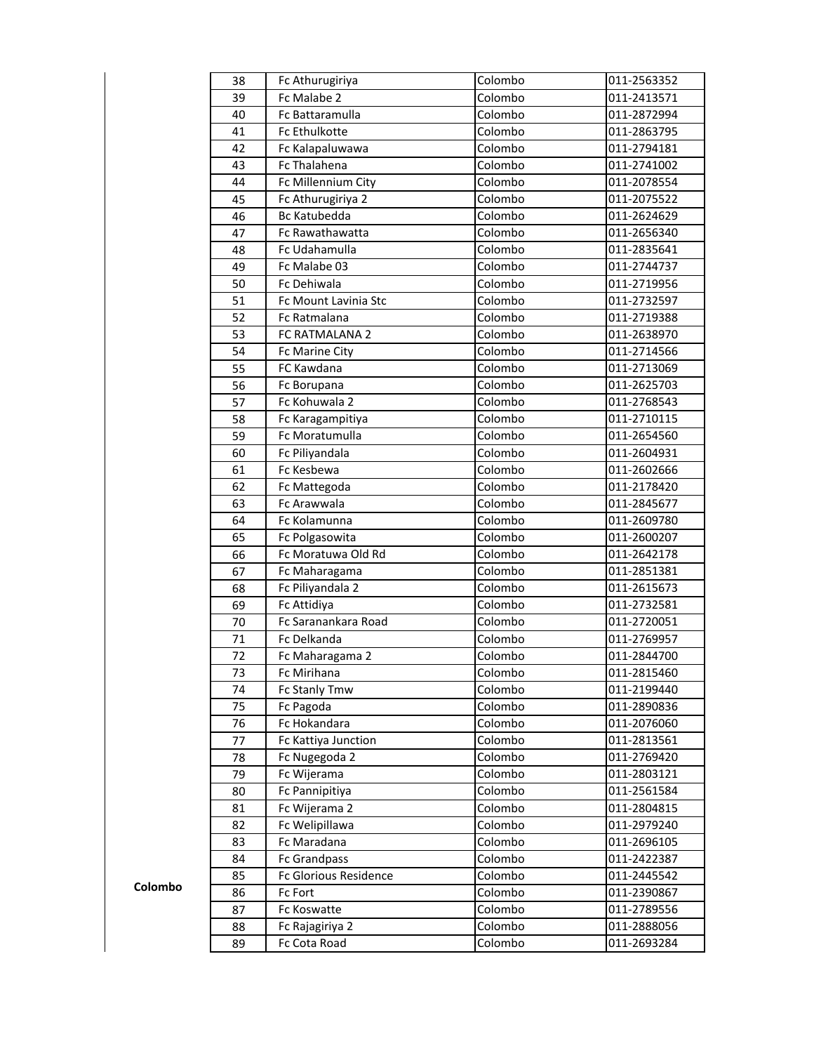| | | | | |
|---|---|---|---|---|
| | 38 | Fc Athurugiriya | Colombo | 011-2563352 |
| | 39 | Fc Malabe 2 | Colombo | 011-2413571 |
| | 40 | Fc Battaramulla | Colombo | 011-2872994 |
| | 41 | Fc Ethulkotte | Colombo | 011-2863795 |
| | 42 | Fc Kalapaluwawa | Colombo | 011-2794181 |
| | 43 | Fc Thalahena | Colombo | 011-2741002 |
| | 44 | Fc Millennium City | Colombo | 011-2078554 |
| | 45 | Fc Athurugiriya 2 | Colombo | 011-2075522 |
| | 46 | Bc Katubedda | Colombo | 011-2624629 |
| | 47 | Fc Rawathawatta | Colombo | 011-2656340 |
| | 48 | Fc Udahamulla | Colombo | 011-2835641 |
| | 49 | Fc Malabe 03 | Colombo | 011-2744737 |
| | 50 | Fc Dehiwala | Colombo | 011-2719956 |
| | 51 | Fc Mount Lavinia Stc | Colombo | 011-2732597 |
| | 52 | Fc Ratmalana | Colombo | 011-2719388 |
| | 53 | FC RATMALANA 2 | Colombo | 011-2638970 |
| | 54 | Fc Marine City | Colombo | 011-2714566 |
| | 55 | FC Kawdana | Colombo | 011-2713069 |
| | 56 | Fc Borupana | Colombo | 011-2625703 |
| | 57 | Fc Kohuwala 2 | Colombo | 011-2768543 |
| | 58 | Fc Karagampitiya | Colombo | 011-2710115 |
| | 59 | Fc Moratumulla | Colombo | 011-2654560 |
| | 60 | Fc Piliyandala | Colombo | 011-2604931 |
| | 61 | Fc Kesbewa | Colombo | 011-2602666 |
| | 62 | Fc Mattegoda | Colombo | 011-2178420 |
| | 63 | Fc Arawwala | Colombo | 011-2845677 |
| | 64 | Fc Kolamunna | Colombo | 011-2609780 |
| | 65 | Fc Polgasowita | Colombo | 011-2600207 |
| | 66 | Fc Moratuwa Old Rd | Colombo | 011-2642178 |
| | 67 | Fc Maharagama | Colombo | 011-2851381 |
| | 68 | Fc Piliyandala 2 | Colombo | 011-2615673 |
| | 69 | Fc Attidiya | Colombo | 011-2732581 |
| | 70 | Fc Saranankara Road | Colombo | 011-2720051 |
| | 71 | Fc Delkanda | Colombo | 011-2769957 |
| | 72 | Fc Maharagama 2 | Colombo | 011-2844700 |
| | 73 | Fc Mirihana | Colombo | 011-2815460 |
| | 74 | Fc Stanly Tmw | Colombo | 011-2199440 |
| | 75 | Fc Pagoda | Colombo | 011-2890836 |
| | 76 | Fc Hokandara | Colombo | 011-2076060 |
| | 77 | Fc Kattiya Junction | Colombo | 011-2813561 |
| | 78 | Fc Nugegoda 2 | Colombo | 011-2769420 |
| | 79 | Fc Wijerama | Colombo | 011-2803121 |
| | 80 | Fc Pannipitiya | Colombo | 011-2561584 |
| | 81 | Fc Wijerama 2 | Colombo | 011-2804815 |
| | 82 | Fc Welipillawa | Colombo | 011-2979240 |
| | 83 | Fc Maradana | Colombo | 011-2696105 |
| | 84 | Fc Grandpass | Colombo | 011-2422387 |
| | 85 | Fc Glorious Residence | Colombo | 011-2445542 |
| **Colombo** | 86 | Fc Fort | Colombo | 011-2390867 |
| | 87 | Fc Koswatte | Colombo | 011-2789556 |
| | 88 | Fc Rajagiriya 2 | Colombo | 011-2888056 |
| | 89 | Fc Cota Road | Colombo | 011-2693284 |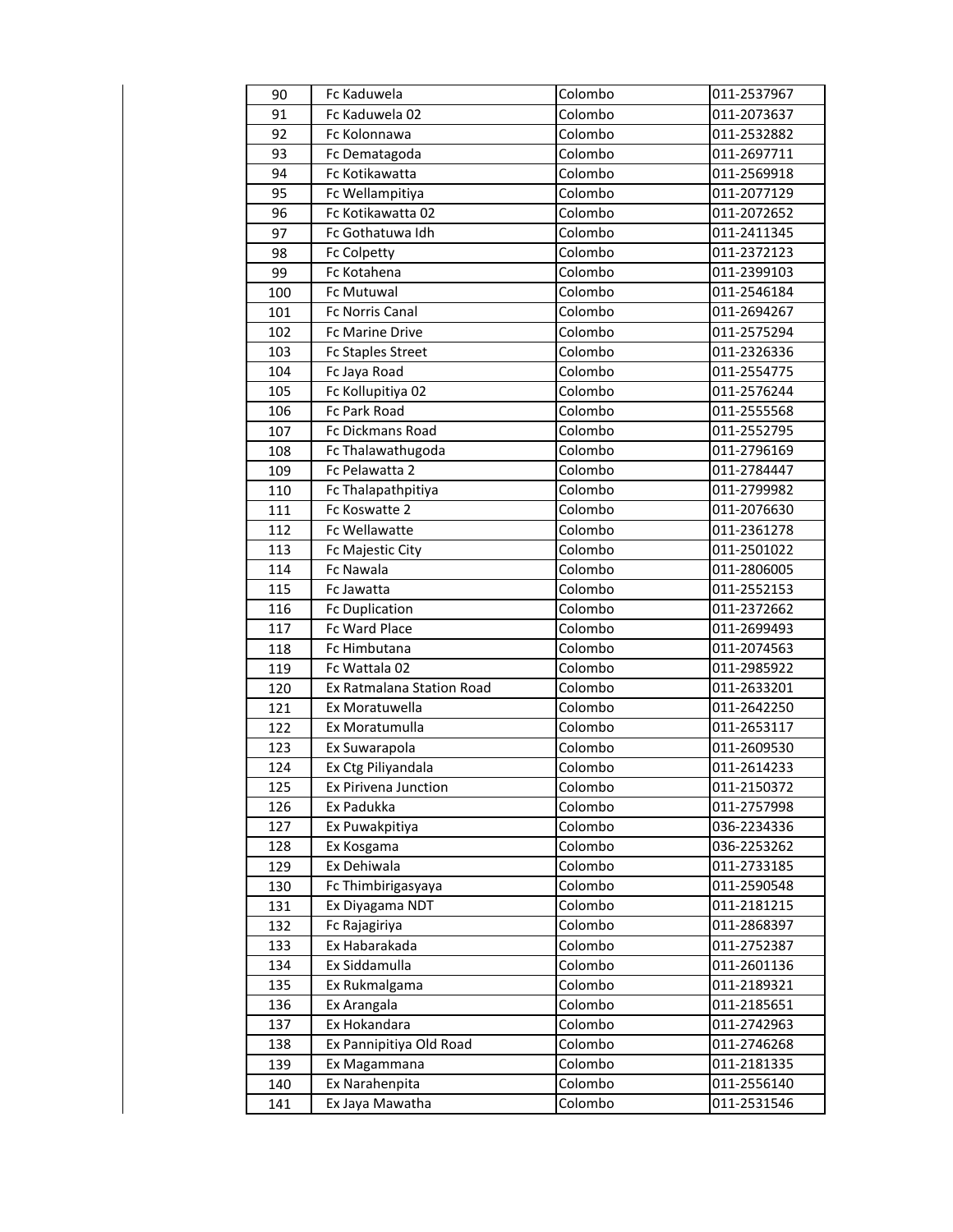| 90 | Fc Kaduwela | Colombo | 011-2537967 |
|---|---|---|---|
| 91 | Fc Kaduwela 02 | Colombo | 011-2073637 |
| 92 | Fc Kolonnawa | Colombo | 011-2532882 |
| 93 | Fc Dematagoda | Colombo | 011-2697711 |
| 94 | Fc Kotikawatta | Colombo | 011-2569918 |
| 95 | Fc Wellampitiya | Colombo | 011-2077129 |
| 96 | Fc Kotikawatta 02 | Colombo | 011-2072652 |
| 97 | Fc Gothatuwa Idh | Colombo | 011-2411345 |
| 98 | Fc Colpetty | Colombo | 011-2372123 |
| 99 | Fc Kotahena | Colombo | 011-2399103 |
| 100 | Fc Mutuwal | Colombo | 011-2546184 |
| 101 | Fc Norris Canal | Colombo | 011-2694267 |
| 102 | Fc Marine Drive | Colombo | 011-2575294 |
| 103 | Fc Staples Street | Colombo | 011-2326336 |
| 104 | Fc Jaya Road | Colombo | 011-2554775 |
| 105 | Fc Kollupitiya 02 | Colombo | 011-2576244 |
| 106 | Fc Park Road | Colombo | 011-2555568 |
| 107 | Fc Dickmans Road | Colombo | 011-2552795 |
| 108 | Fc Thalawathugoda | Colombo | 011-2796169 |
| 109 | Fc Pelawatta 2 | Colombo | 011-2784447 |
| 110 | Fc Thalapathpitiya | Colombo | 011-2799982 |
| 111 | Fc Koswatte 2 | Colombo | 011-2076630 |
| 112 | Fc Wellawatte | Colombo | 011-2361278 |
| 113 | Fc Majestic City | Colombo | 011-2501022 |
| 114 | Fc Nawala | Colombo | 011-2806005 |
| 115 | Fc Jawatta | Colombo | 011-2552153 |
| 116 | Fc Duplication | Colombo | 011-2372662 |
| 117 | Fc Ward Place | Colombo | 011-2699493 |
| 118 | Fc Himbutana | Colombo | 011-2074563 |
| 119 | Fc Wattala 02 | Colombo | 011-2985922 |
| 120 | Ex Ratmalana Station Road | Colombo | 011-2633201 |
| 121 | Ex Moratuwella | Colombo | 011-2642250 |
| 122 | Ex Moratumulla | Colombo | 011-2653117 |
| 123 | Ex Suwarapola | Colombo | 011-2609530 |
| 124 | Ex Ctg Piliyandala | Colombo | 011-2614233 |
| 125 | Ex Pirivena Junction | Colombo | 011-2150372 |
| 126 | Ex Padukka | Colombo | 011-2757998 |
| 127 | Ex Puwakpitiya | Colombo | 036-2234336 |
| 128 | Ex Kosgama | Colombo | 036-2253262 |
| 129 | Ex Dehiwala | Colombo | 011-2733185 |
| 130 | Fc Thimbirigasyaya | Colombo | 011-2590548 |
| 131 | Ex Diyagama NDT | Colombo | 011-2181215 |
| 132 | Fc Rajagiriya | Colombo | 011-2868397 |
| 133 | Ex Habarakada | Colombo | 011-2752387 |
| 134 | Ex Siddamulla | Colombo | 011-2601136 |
| 135 | Ex Rukmalgama | Colombo | 011-2189321 |
| 136 | Ex Arangala | Colombo | 011-2185651 |
| 137 | Ex Hokandara | Colombo | 011-2742963 |
| 138 | Ex Pannipitiya Old Road | Colombo | 011-2746268 |
| 139 | Ex Magammana | Colombo | 011-2181335 |
| 140 | Ex Narahenpita | Colombo | 011-2556140 |
| 141 | Ex Jaya Mawatha | Colombo | 011-2531546 |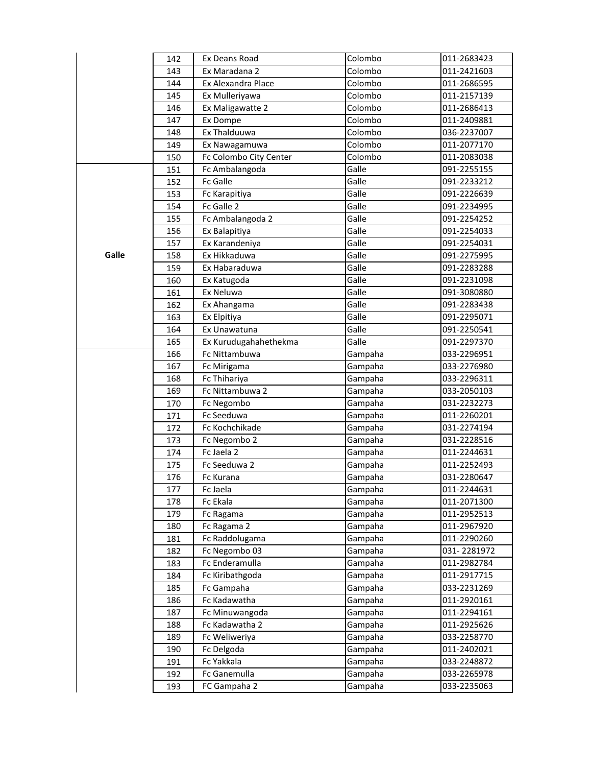| | | | | |
|---|---|---|---|---|
| | 142 | Ex Deans Road | Colombo | 011-2683423 |
| | 143 | Ex Maradana 2 | Colombo | 011-2421603 |
| | 144 | Ex Alexandra Place | Colombo | 011-2686595 |
| | 145 | Ex Mulleriyawa | Colombo | 011-2157139 |
| | 146 | Ex Maligawatte 2 | Colombo | 011-2686413 |
| | 147 | Ex Dompe | Colombo | 011-2409881 |
| | 148 | Ex Thalduuwa | Colombo | 036-2237007 |
| | 149 | Ex Nawagamuwa | Colombo | 011-2077170 |
| | 150 | Fc Colombo City Center | Colombo | 011-2083038 |
| **Galle** | 151 | Fc Ambalangoda | Galle | 091-2255155 |
| | 152 | Fc Galle | Galle | 091-2233212 |
| | 153 | Fc Karapitiya | Galle | 091-2226639 |
| | 154 | Fc Galle 2 | Galle | 091-2234995 |
| | 155 | Fc Ambalangoda 2 | Galle | 091-2254252 |
| | 156 | Ex Balapitiya | Galle | 091-2254033 |
| | 157 | Ex Karandeniya | Galle | 091-2254031 |
| | 158 | Ex Hikkaduwa | Galle | 091-2275995 |
| | 159 | Ex Habaraduwa | Galle | 091-2283288 |
| | 160 | Ex Katugoda | Galle | 091-2231098 |
| | 161 | Ex Neluwa | Galle | 091-3080880 |
| | 162 | Ex Ahangama | Galle | 091-2283438 |
| | 163 | Ex Elpitiya | Galle | 091-2295071 |
| | 164 | Ex Unawatuna | Galle | 091-2250541 |
| | 165 | Ex Kurudugahahethekma | Galle | 091-2297370 |
| | 166 | Fc Nittambuwa | Gampaha | 033-2296951 |
| | 167 | Fc Mirigama | Gampaha | 033-2276980 |
| | 168 | Fc Thihariya | Gampaha | 033-2296311 |
| | 169 | Fc Nittambuwa 2 | Gampaha | 033-2050103 |
| | 170 | Fc Negombo | Gampaha | 031-2232273 |
| | 171 | Fc Seeduwa | Gampaha | 011-2260201 |
| | 172 | Fc Kochchikade | Gampaha | 031-2274194 |
| | 173 | Fc Negombo 2 | Gampaha | 031-2228516 |
| | 174 | Fc Jaela 2 | Gampaha | 011-2244631 |
| | 175 | Fc Seeduwa 2 | Gampaha | 011-2252493 |
| | 176 | Fc Kurana | Gampaha | 031-2280647 |
| | 177 | Fc Jaela | Gampaha | 011-2244631 |
| | 178 | Fc Ekala | Gampaha | 011-2071300 |
| | 179 | Fc Ragama | Gampaha | 011-2952513 |
| | 180 | Fc Ragama 2 | Gampaha | 011-2967920 |
| | 181 | Fc Raddolugama | Gampaha | 011-2290260 |
| | 182 | Fc Negombo 03 | Gampaha | 031- 2281972 |
| | 183 | Fc Enderamulla | Gampaha | 011-2982784 |
| | 184 | Fc Kiribathgoda | Gampaha | 011-2917715 |
| | 185 | Fc Gampaha | Gampaha | 033-2231269 |
| | 186 | Fc Kadawatha | Gampaha | 011-2920161 |
| | 187 | Fc Minuwangoda | Gampaha | 011-2294161 |
| | 188 | Fc Kadawatha 2 | Gampaha | 011-2925626 |
| | 189 | Fc Weliweriya | Gampaha | 033-2258770 |
| | 190 | Fc Delgoda | Gampaha | 011-2402021 |
| | 191 | Fc Yakkala | Gampaha | 033-2248872 |
| | 192 | Fc Ganemulla | Gampaha | 033-2265978 |
| | 193 | FC Gampaha 2 | Gampaha | 033-2235063 |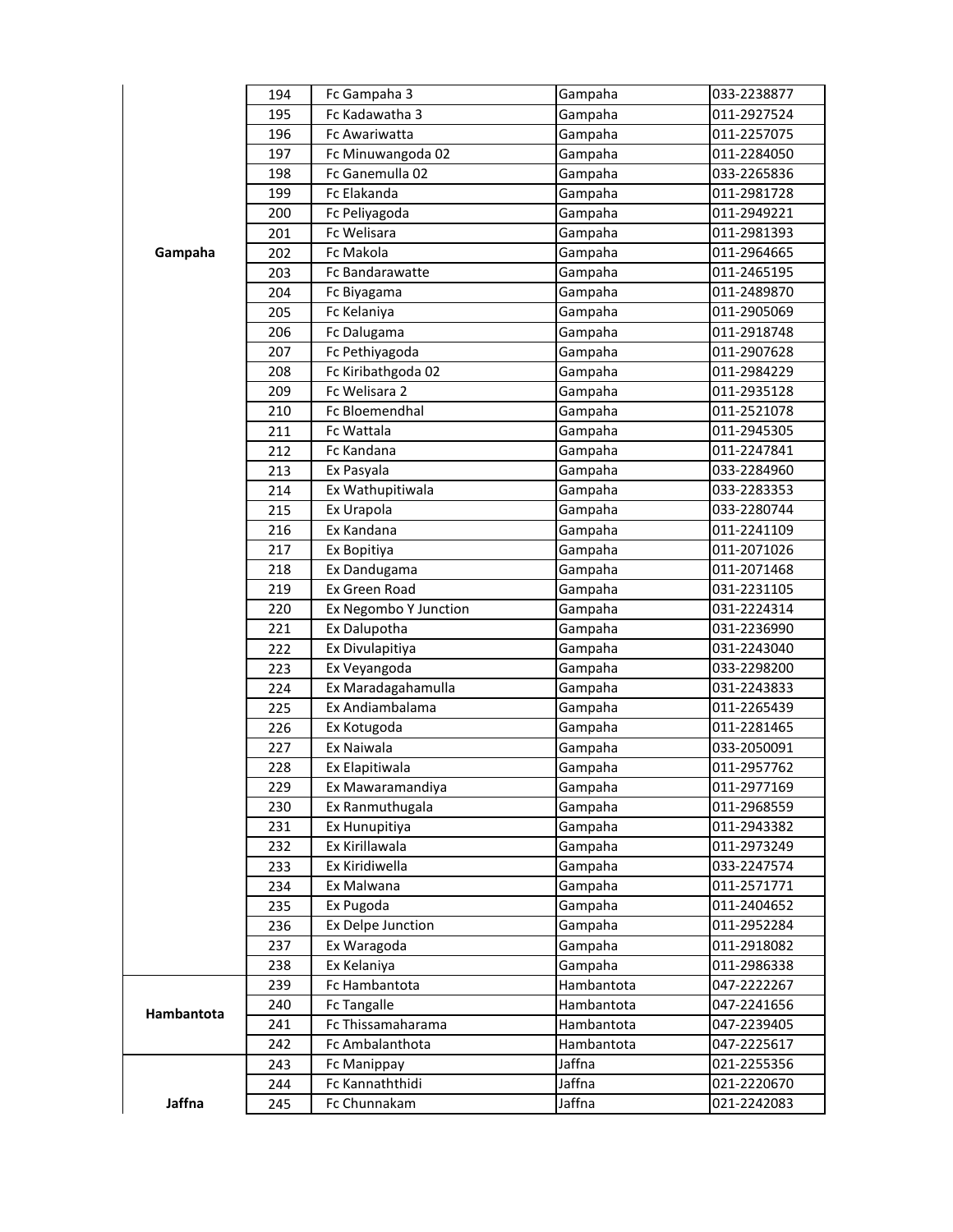| | | | | |
|---|---|---|---|---|
| Gampaha | 194 | Fc Gampaha 3 | Gampaha | 033-2238877 |
| | 195 | Fc Kadawatha 3 | Gampaha | 011-2927524 |
| | 196 | Fc Awariwatta | Gampaha | 011-2257075 |
| | 197 | Fc Minuwangoda 02 | Gampaha | 011-2284050 |
| | 198 | Fc Ganemulla 02 | Gampaha | 033-2265836 |
| | 199 | Fc Elakanda | Gampaha | 011-2981728 |
| | 200 | Fc Peliyagoda | Gampaha | 011-2949221 |
| | 201 | Fc Welisara | Gampaha | 011-2981393 |
| | 202 | Fc Makola | Gampaha | 011-2964665 |
| | 203 | Fc Bandarawatte | Gampaha | 011-2465195 |
| | 204 | Fc Biyagama | Gampaha | 011-2489870 |
| | 205 | Fc Kelaniya | Gampaha | 011-2905069 |
| | 206 | Fc Dalugama | Gampaha | 011-2918748 |
| | 207 | Fc Pethiyagoda | Gampaha | 011-2907628 |
| | 208 | Fc Kiribathgoda 02 | Gampaha | 011-2984229 |
| | 209 | Fc Welisara 2 | Gampaha | 011-2935128 |
| | 210 | Fc Bloemendhal | Gampaha | 011-2521078 |
| | 211 | Fc Wattala | Gampaha | 011-2945305 |
| | 212 | Fc Kandana | Gampaha | 011-2247841 |
| | 213 | Ex Pasyala | Gampaha | 033-2284960 |
| | 214 | Ex Wathupitiwala | Gampaha | 033-2283353 |
| | 215 | Ex Urapola | Gampaha | 033-2280744 |
| | 216 | Ex Kandana | Gampaha | 011-2241109 |
| | 217 | Ex Bopitiya | Gampaha | 011-2071026 |
| | 218 | Ex Dandugama | Gampaha | 011-2071468 |
| | 219 | Ex Green Road | Gampaha | 031-2231105 |
| | 220 | Ex Negombo Y Junction | Gampaha | 031-2224314 |
| | 221 | Ex Dalupotha | Gampaha | 031-2236990 |
| | 222 | Ex Divulapitiya | Gampaha | 031-2243040 |
| | 223 | Ex Veyangoda | Gampaha | 033-2298200 |
| | 224 | Ex Maradagahamulla | Gampaha | 031-2243833 |
| | 225 | Ex Andiambalama | Gampaha | 011-2265439 |
| | 226 | Ex Kotugoda | Gampaha | 011-2281465 |
| | 227 | Ex Naiwala | Gampaha | 033-2050091 |
| | 228 | Ex Elapitiwala | Gampaha | 011-2957762 |
| | 229 | Ex Mawaramandiya | Gampaha | 011-2977169 |
| | 230 | Ex Ranmuthugala | Gampaha | 011-2968559 |
| | 231 | Ex Hunupitiya | Gampaha | 011-2943382 |
| | 232 | Ex Kirillawala | Gampaha | 011-2973249 |
| | 233 | Ex Kiridiwella | Gampaha | 033-2247574 |
| | 234 | Ex Malwana | Gampaha | 011-2571771 |
| | 235 | Ex Pugoda | Gampaha | 011-2404652 |
| | 236 | Ex Delpe Junction | Gampaha | 011-2952284 |
| | 237 | Ex Waragoda | Gampaha | 011-2918082 |
| | 238 | Ex Kelaniya | Gampaha | 011-2986338 |
| Hambantota | 239 | Fc Hambantota | Hambantota | 047-2222267 |
| | 240 | Fc Tangalle | Hambantota | 047-2241656 |
| | 241 | Fc Thissamaharama | Hambantota | 047-2239405 |
| | 242 | Fc Ambalanthota | Hambantota | 047-2225617 |
| Jaffna | 243 | Fc Manippay | Jaffna | 021-2255356 |
| | 244 | Fc Kannaththidi | Jaffna | 021-2220670 |
| | 245 | Fc Chunnakam | Jaffna | 021-2242083 |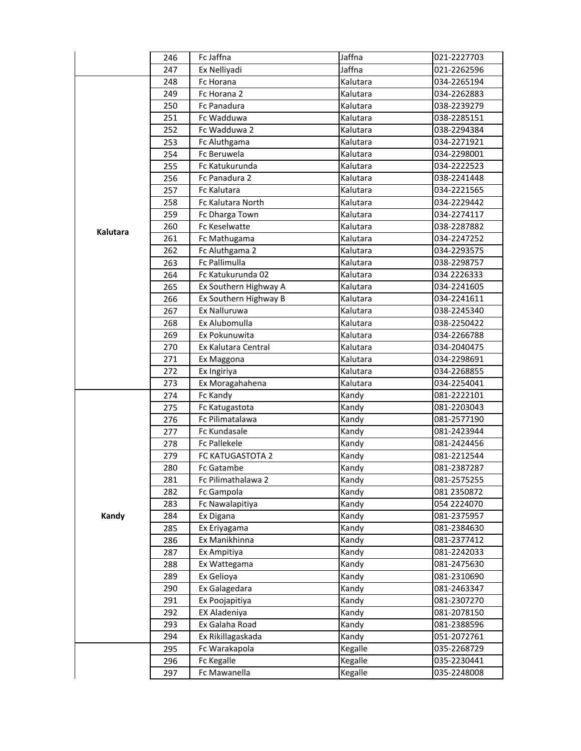| | | | | |
|---|---|---|---|---|
| | 246 | Fc Jaffna | Jaffna | 021-2227703 |
| | 247 | Ex Nelliyadi | Jaffna | 021-2262596 |
| **Kalutara** | 248 | Fc Horana | Kalutara | 034-2265194 |
| | 249 | Fc Horana 2 | Kalutara | 034-2262883 |
| | 250 | Fc Panadura | Kalutara | 038-2239279 |
| | 251 | Fc Wadduwa | Kalutara | 038-2285151 |
| | 252 | Fc Wadduwa 2 | Kalutara | 038-2294384 |
| | 253 | Fc Aluthgama | Kalutara | 034-2271921 |
| | 254 | Fc Beruwela | Kalutara | 034-2298001 |
| | 255 | Fc Katukurunda | Kalutara | 034-2222523 |
| | 256 | Fc Panadura 2 | Kalutara | 038-2241448 |
| | 257 | Fc Kalutara | Kalutara | 034-2221565 |
| | 258 | Fc Kalutara North | Kalutara | 034-2229442 |
| | 259 | Fc Dharga Town | Kalutara | 034-2274117 |
| | 260 | Fc Keselwatte | Kalutara | 038-2287882 |
| | 261 | Fc Mathugama | Kalutara | 034-2247252 |
| | 262 | Fc Aluthgama 2 | Kalutara | 034-2293575 |
| | 263 | Fc Pallimulla | Kalutara | 038-2298757 |
| | 264 | Fc Katukurunda 02 | Kalutara | 034 2226333 |
| | 265 | Ex Southern Highway A | Kalutara | 034-2241605 |
| | 266 | Ex Southern Highway B | Kalutara | 034-2241611 |
| | 267 | Ex Nalluruwa | Kalutara | 038-2245340 |
| | 268 | Ex Alubomulla | Kalutara | 038-2250422 |
| | 269 | Ex Pokunuwita | Kalutara | 034-2266788 |
| | 270 | Ex Kalutara Central | Kalutara | 034-2040475 |
| | 271 | Ex Maggona | Kalutara | 034-2298691 |
| | 272 | Ex Ingiriya | Kalutara | 034-2268855 |
| | 273 | Ex Moragahahena | Kalutara | 034-2254041 |
| **Kandy** | 274 | Fc Kandy | Kandy | 081-2222101 |
| | 275 | Fc Katugastota | Kandy | 081-2203043 |
| | 276 | Fc Pilimatalawa | Kandy | 081-2577190 |
| | 277 | Fc Kundasale | Kandy | 081-2423944 |
| | 278 | Fc Pallekele | Kandy | 081-2424456 |
| | 279 | FC KATUGASTOTA 2 | Kandy | 081-2212544 |
| | 280 | Fc Gatambe | Kandy | 081-2387287 |
| | 281 | Fc Pilimathalawa 2 | Kandy | 081-2575255 |
| | 282 | Fc Gampola | Kandy | 081 2350872 |
| | 283 | Fc Nawalapitiya | Kandy | 054 2224070 |
| | 284 | Ex Digana | Kandy | 081-2375957 |
| | 285 | Ex Eriyagama | Kandy | 081-2384630 |
| | 286 | Ex Manikhinna | Kandy | 081-2377412 |
| | 287 | Ex Ampitiya | Kandy | 081-2242033 |
| | 288 | Ex Wattegama | Kandy | 081-2475630 |
| | 289 | Ex Gelioya | Kandy | 081-2310690 |
| | 290 | Ex Galagedara | Kandy | 081-2463347 |
| | 291 | Ex Poojapitiya | Kandy | 081-2307270 |
| | 292 | EX Aladeniya | Kandy | 081-2078150 |
| | 293 | Ex Galaha Road | Kandy | 081-2388596 |
| | 294 | Ex Rikillagaskada | Kandy | 051-2072761 |
| | 295 | Fc Warakapola | Kegalle | 035-2268729 |
| | 296 | Fc Kegalle | Kegalle | 035-2230441 |
| | 297 | Fc Mawanella | Kegalle | 035-2248008 |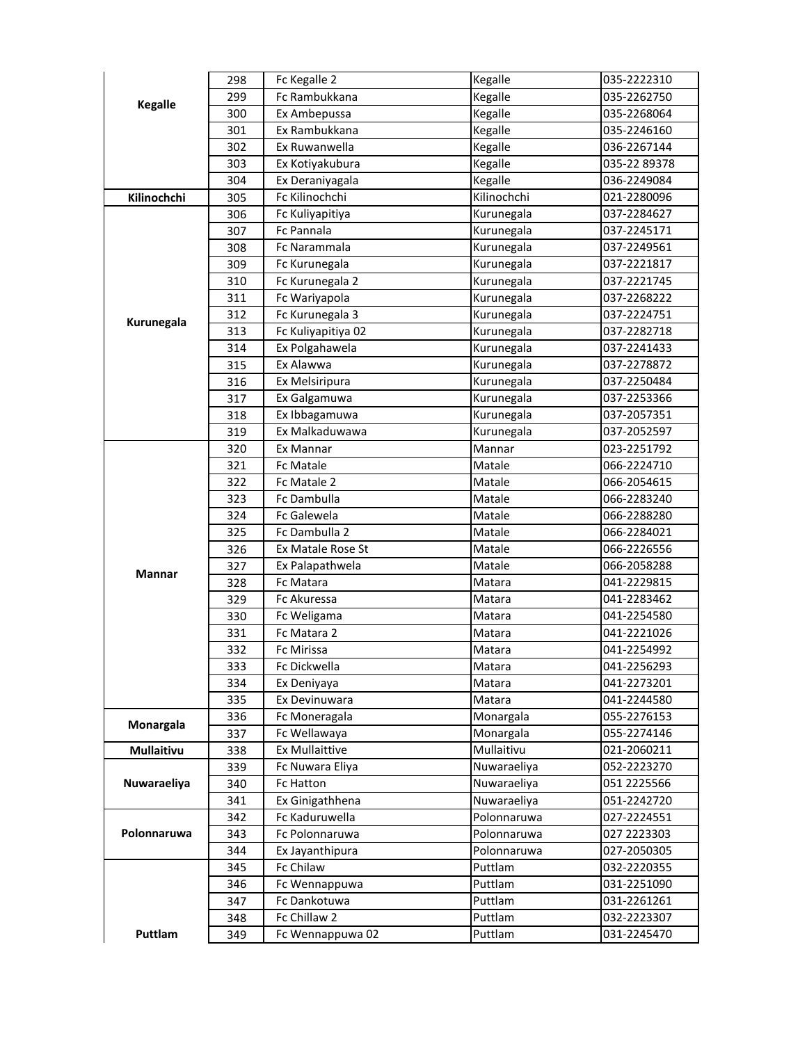| | | | | |
|---|---|---|---|---|
| Kegalle | 298 | Fc Kegalle 2 | Kegalle | 035-2222310 |
| | 299 | Fc Rambukkana | Kegalle | 035-2262750 |
| | 300 | Ex Ambepussa | Kegalle | 035-2268064 |
| | 301 | Ex Rambukkana | Kegalle | 035-2246160 |
| | 302 | Ex Ruwanwella | Kegalle | 036-2267144 |
| | 303 | Ex Kotiyakubura | Kegalle | 035-22 89378 |
| | 304 | Ex Deraniyagala | Kegalle | 036-2249084 |
| Kilinochchi | 305 | Fc Kilinochchi | Kilinochchi | 021-2280096 |
| Kurunegala | 306 | Fc Kuliyapitiya | Kurunegala | 037-2284627 |
| | 307 | Fc Pannala | Kurunegala | 037-2245171 |
| | 308 | Fc Narammala | Kurunegala | 037-2249561 |
| | 309 | Fc Kurunegala | Kurunegala | 037-2221817 |
| | 310 | Fc Kurunegala 2 | Kurunegala | 037-2221745 |
| | 311 | Fc Wariyapola | Kurunegala | 037-2268222 |
| | 312 | Fc Kurunegala 3 | Kurunegala | 037-2224751 |
| | 313 | Fc Kuliyapitiya 02 | Kurunegala | 037-2282718 |
| | 314 | Ex Polgahawela | Kurunegala | 037-2241433 |
| | 315 | Ex Alawwa | Kurunegala | 037-2278872 |
| | 316 | Ex Melsiripura | Kurunegala | 037-2250484 |
| | 317 | Ex Galgamuwa | Kurunegala | 037-2253366 |
| | 318 | Ex Ibbagamuwa | Kurunegala | 037-2057351 |
| | 319 | Ex Malkaduwawa | Kurunegala | 037-2052597 |
| Mannar | 320 | Ex Mannar | Mannar | 023-2251792 |
| | 321 | Fc Matale | Matale | 066-2224710 |
| | 322 | Fc Matale 2 | Matale | 066-2054615 |
| | 323 | Fc Dambulla | Matale | 066-2283240 |
| | 324 | Fc Galewela | Matale | 066-2288280 |
| | 325 | Fc Dambulla 2 | Matale | 066-2284021 |
| | 326 | Ex Matale Rose St | Matale | 066-2226556 |
| | 327 | Ex Palapathwela | Matale | 066-2058288 |
| | 328 | Fc Matara | Matara | 041-2229815 |
| | 329 | Fc Akuressa | Matara | 041-2283462 |
| | 330 | Fc Weligama | Matara | 041-2254580 |
| | 331 | Fc Matara 2 | Matara | 041-2221026 |
| | 332 | Fc Mirissa | Matara | 041-2254992 |
| | 333 | Fc Dickwella | Matara | 041-2256293 |
| | 334 | Ex Deniyaya | Matara | 041-2273201 |
| | 335 | Ex Devinuwara | Matara | 041-2244580 |
| Monargala | 336 | Fc Moneragala | Monargala | 055-2276153 |
| | 337 | Fc Wellawaya | Monargala | 055-2274146 |
| Mullaitivu | 338 | Ex Mullaittive | Mullaitivu | 021-2060211 |
| Nuwaraeliya | 339 | Fc Nuwara Eliya | Nuwaraeliya | 052-2223270 |
| | 340 | Fc Hatton | Nuwaraeliya | 051 2225566 |
| | 341 | Ex Ginigathhena | Nuwaraeliya | 051-2242720 |
| Polonnaruwa | 342 | Fc Kaduruwella | Polonnaruwa | 027-2224551 |
| | 343 | Fc Polonnaruwa | Polonnaruwa | 027 2223303 |
| | 344 | Ex Jayanthipura | Polonnaruwa | 027-2050305 |
| Puttlam | 345 | Fc Chilaw | Puttlam | 032-2220355 |
| | 346 | Fc Wennappuwa | Puttlam | 031-2251090 |
| | 347 | Fc Dankotuwa | Puttlam | 031-2261261 |
| | 348 | Fc Chillaw 2 | Puttlam | 032-2223307 |
| | 349 | Fc Wennappuwa 02 | Puttlam | 031-2245470 |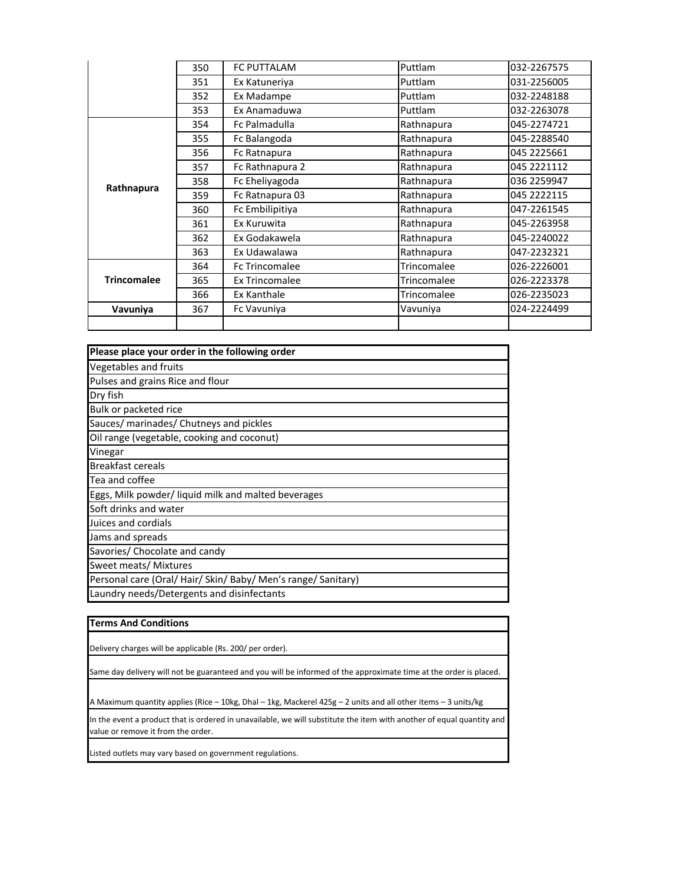| | | | | |
|---|---|---|---|---|
| | 350 | FC PUTTALAM | Puttlam | 032-2267575 |
| | 351 | Ex Katuneriya | Puttlam | 031-2256005 |
| | 352 | Ex Madampe | Puttlam | 032-2248188 |
| | 353 | Ex Anamaduwa | Puttlam | 032-2263078 |
| **Rathnapura** | 354 | Fc Palmadulla | Rathnapura | 045-2274721 |
| | 355 | Fc Balangoda | Rathnapura | 045-2288540 |
| | 356 | Fc Ratnapura | Rathnapura | 045 2225661 |
| | 357 | Fc Rathnapura 2 | Rathnapura | 045 2221112 |
| | 358 | Fc Eheliyagoda | Rathnapura | 036 2259947 |
| | 359 | Fc Ratnapura 03 | Rathnapura | 045 2222115 |
| | 360 | Fc Embilipitiya | Rathnapura | 047-2261545 |
| | 361 | Ex Kuruwita | Rathnapura | 045-2263958 |
| | 362 | Ex Godakawela | Rathnapura | 045-2240022 |
| | 363 | Ex Udawalawa | Rathnapura | 047-2232321 |
| **Trincomalee** | 364 | Fc Trincomalee | Trincomalee | 026-2226001 |
| | 365 | Ex Trincomalee | Trincomalee | 026-2223378 |
| | 366 | Ex Kanthale | Trincomalee | 026-2235023 |
| **Vavuniya** | 367 | Fc Vavuniya | Vavuniya | 024-2224499 |
| | | | | |

| **Please place your order in the following order** |
|---|
| Vegetables and fruits |
| Pulses and grains Rice and flour |
| Dry fish |
| Bulk or packeted rice |
| Sauces/ marinades/ Chutneys and pickles |
| Oil range (vegetable, cooking and coconut) |
| Vinegar |
| Breakfast cereals |
| Tea and coffee |
| Eggs, Milk powder/ liquid milk and malted beverages |
| Soft drinks and water |
| Juices and cordials |
| Jams and spreads |
| Savories/ Chocolate and candy |
| Sweet meats/ Mixtures |
| Personal care (Oral/ Hair/ Skin/ Baby/ Men's range/ Sanitary) |
| Laundry needs/Detergents and disinfectants |

| **Terms And Conditions** |
|---|
| Delivery charges will be applicable (Rs. 200/ per order). |
| Same day delivery will not be guaranteed and you will be informed of the approximate time at the order is placed. |
| A Maximum quantity applies (Rice – 10kg, Dhal – 1kg, Mackerel 425g – 2 units and all other items – 3 units/kg |
| In the event a product that is ordered in unavailable, we will substitute the item with another of equal quantity and value or remove it from the order. |
| Listed outlets may vary based on government regulations. |